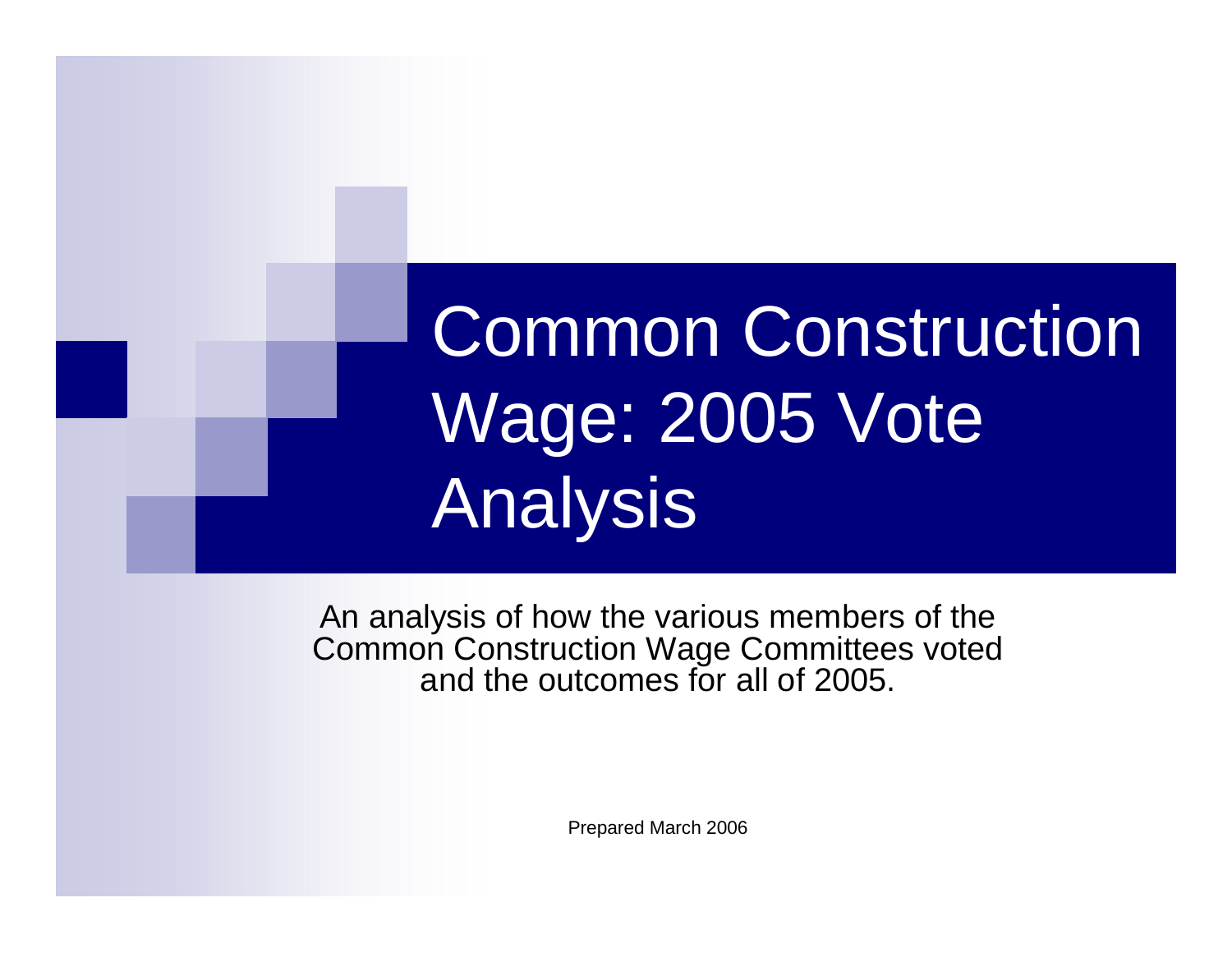# Common Construction Wage: 2005 Vote Analysis

An analysis of how the various members of the Common Construction Wage Committees voted and the outcomes for all of 2005.

Prepared March 2006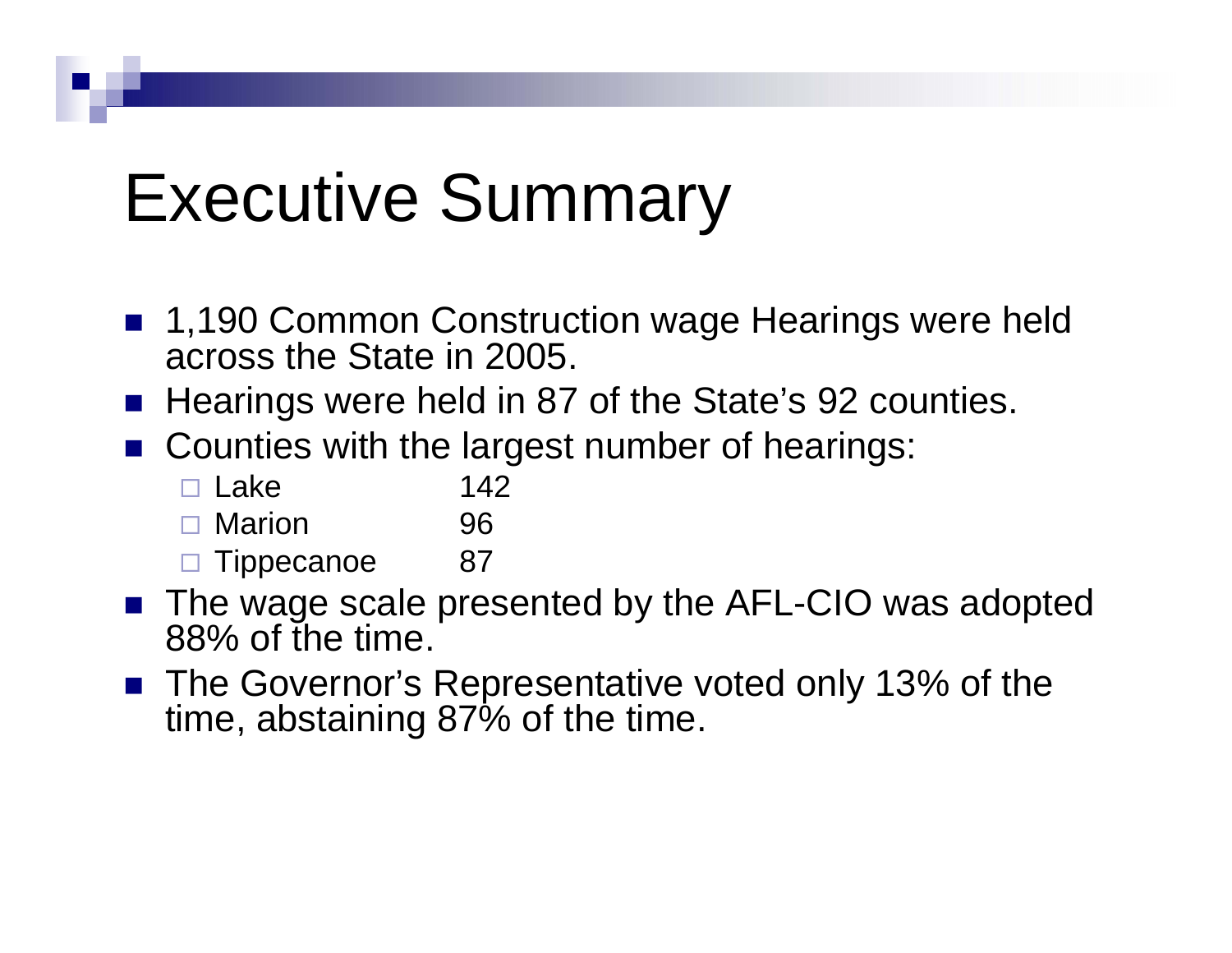# Executive Summary

- 1,190 Common Construction wage Hearings were held across the State in 2005.
- Hearings were held in 87 of the State's 92 counties.
- Counties with the largest number of hearings:
  - Lake 142
  - Marion 96
  - Tippecanoe 87
- The wage scale presented by the AFL-CIO was adopted 88% of the time.
- The Governor's Representative voted only 13% of the time, abstaining 87% of the time.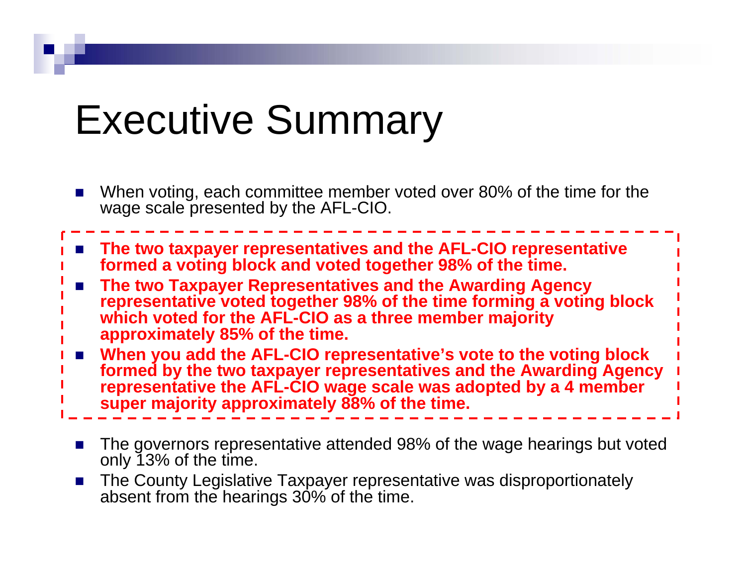# Executive Summary

- When voting, each committee member voted over 80% of the time for the wage scale presented by the AFL-CIO.
- **The two taxpayer representatives and the AFL-CIO representative formed a voting block and voted together 98% of the time.**
- **The two Taxpayer Representatives and the Awarding Agency representative voted together 98% of the time forming a voting block which voted for the AFL-CIO as a three member majority approximately 85% of the time.**
- **When you add the AFL-CIO representative's vote to the voting block formed by the two taxpayer representatives and the Awarding Agency representative the AFL-CIO wage scale was adopted by a 4 member super majority approximately 88% of the time.**
- The governors representative attended 98% of the wage hearings but voted only 13% of the time.
- The County Legislative Taxpayer representative was disproportionately absent from the hearings 30% of the time.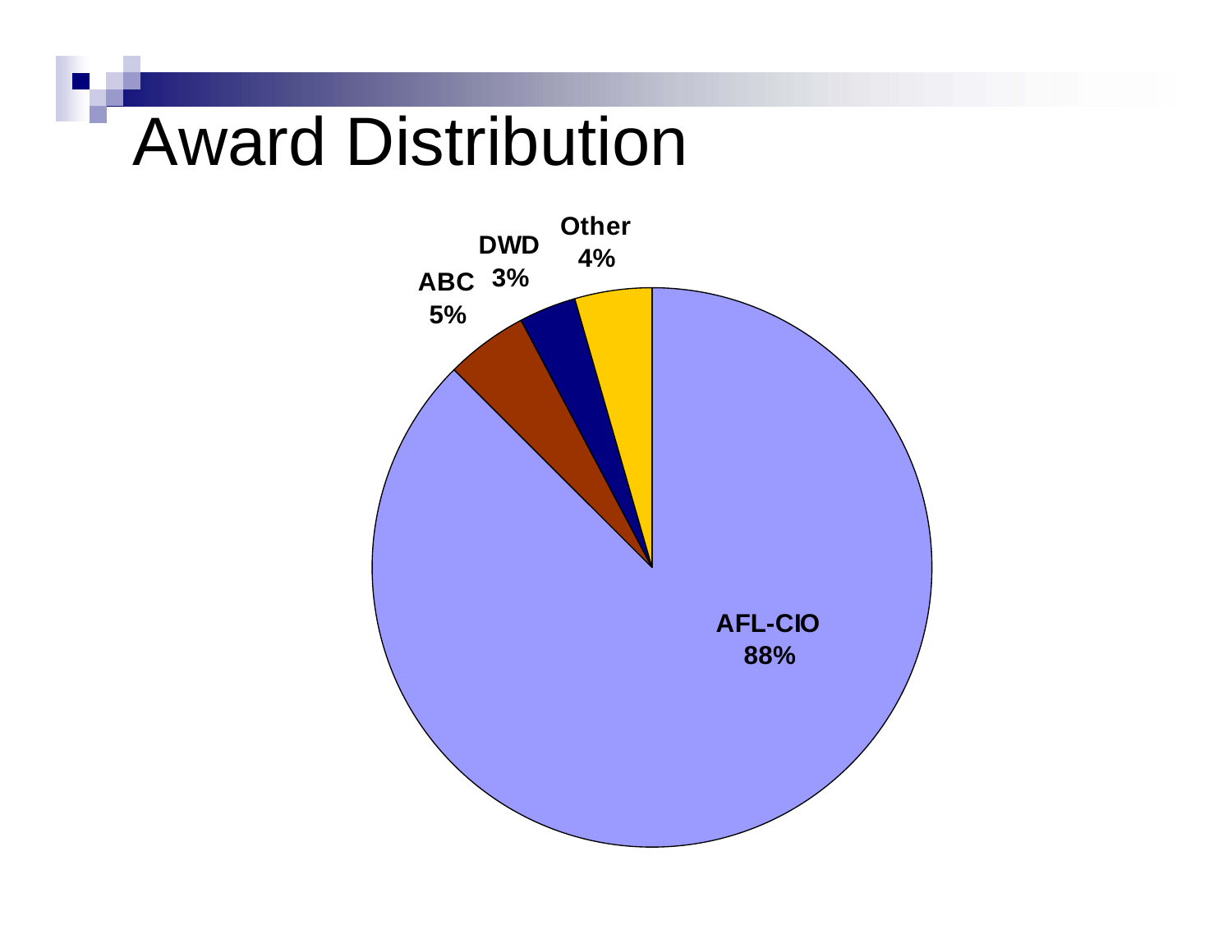# Award Distribution

AFL-CIO 88%

ABC 5%

DWD 3%

Other 4%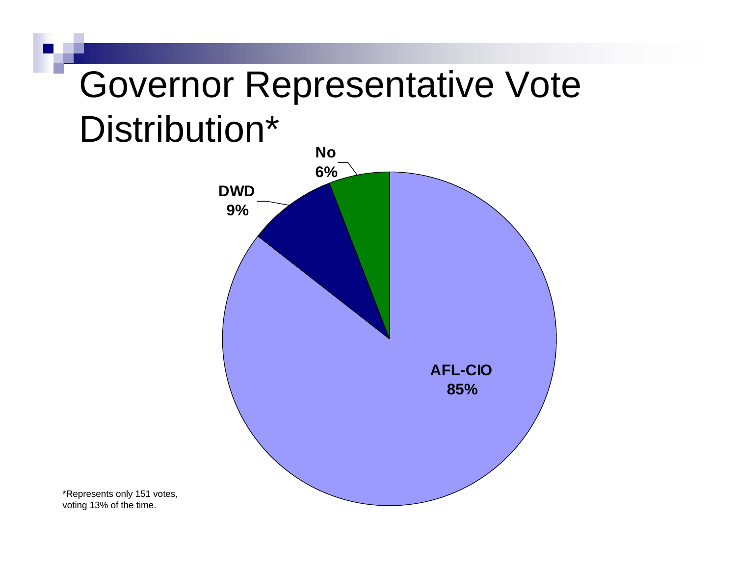# Governor Representative Vote Distribution*

No 6%

DWD 9%

AFL-CIO 85%

*Represents only 151 votes, voting 13% of the time.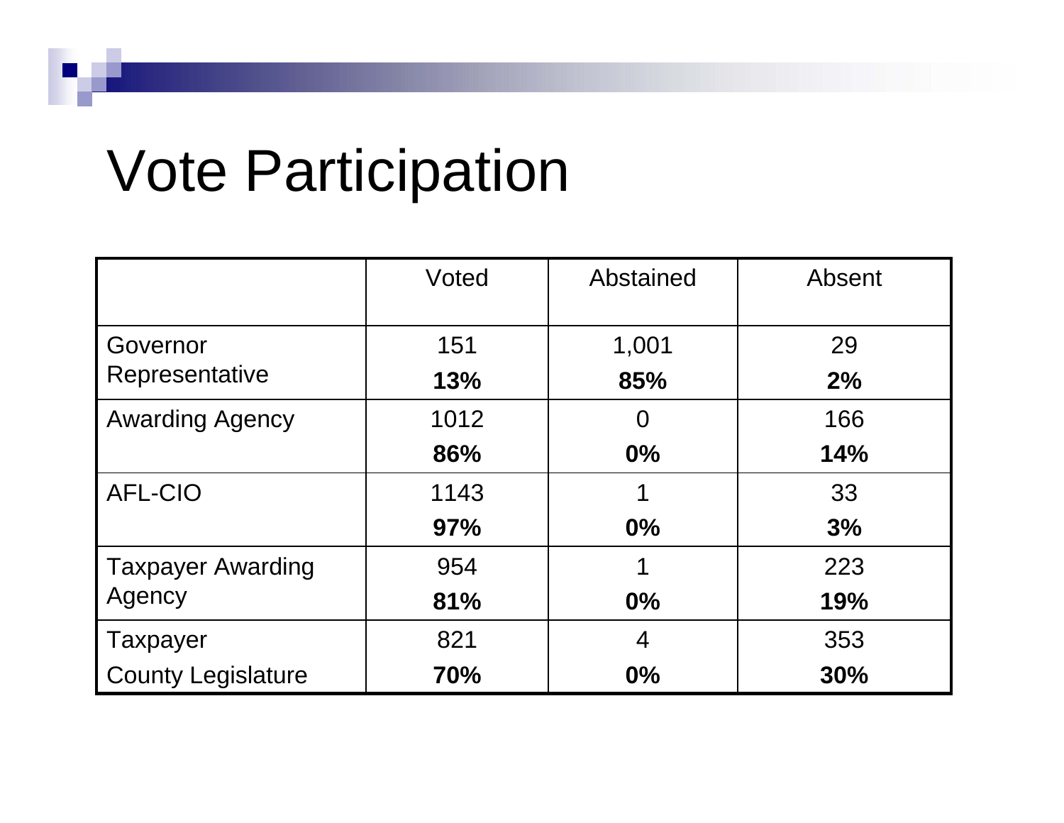# Vote Participation

| | Voted | Abstained | Absent |
|---|---|---|---|
| Governor Representative | 151<br>**13%** | 1,001<br>**85%** | 29<br>**2%** |
| Awarding Agency | 1012<br>**86%** | 0<br>**0%** | 166<br>**14%** |
| AFL-CIO | 1143<br>**97%** | 1<br>**0%** | 33<br>**3%** |
| Taxpayer Awarding Agency | 954<br>**81%** | 1<br>**0%** | 223<br>**19%** |
| Taxpayer County Legislature | 821<br>**70%** | 4<br>**0%** | 353<br>**30%** |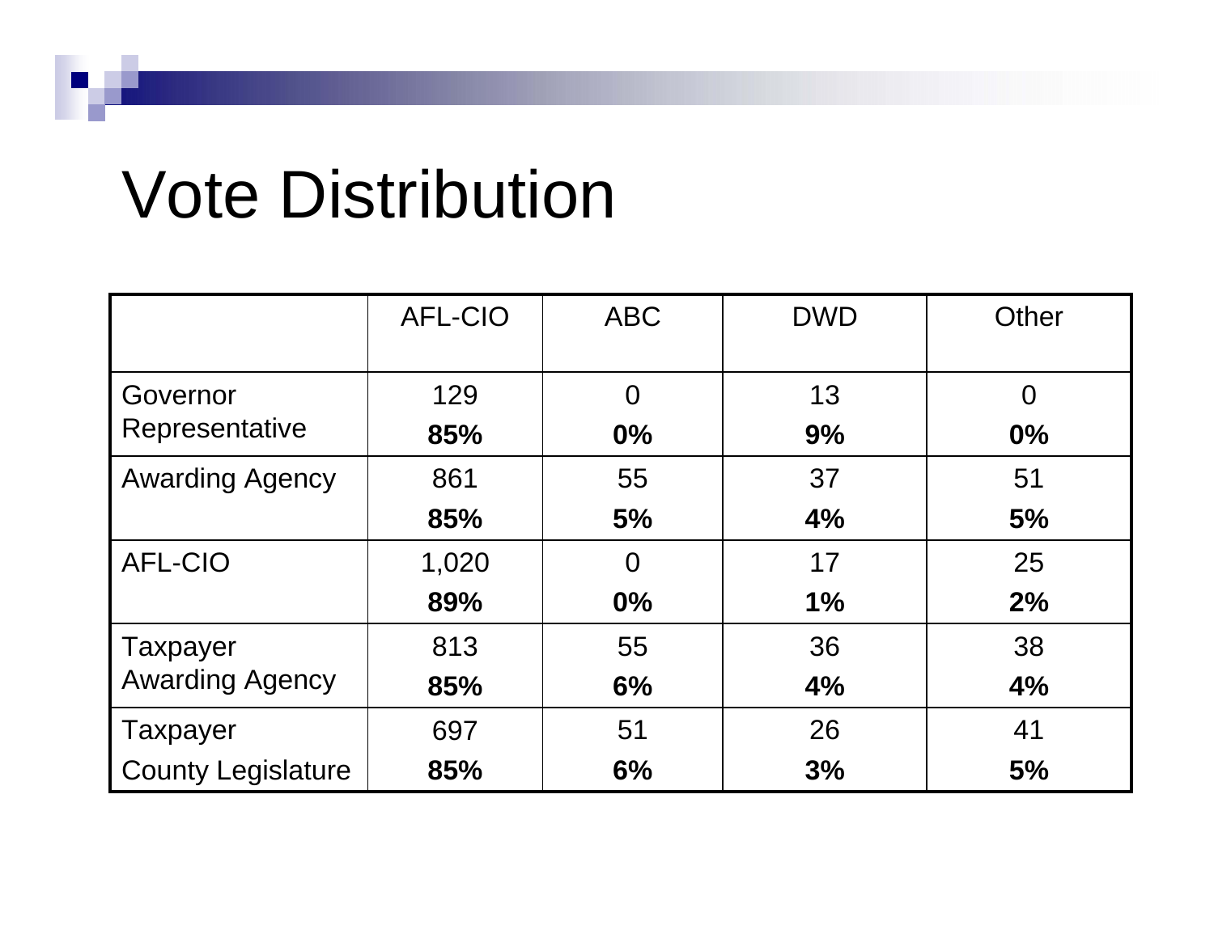# Vote Distribution

| | AFL-CIO | ABC | DWD | Other |
|---|---|---|---|---|
| Governor Representative | 129 **85%** | 0 **0%** | 13 **9%** | 0 **0%** |
| Awarding Agency | 861 **85%** | 55 **5%** | 37 **4%** | 51 **5%** |
| AFL-CIO | 1,020 **89%** | 0 **0%** | 17 **1%** | 25 **2%** |
| Taxpayer Awarding Agency | 813 **85%** | 55 **6%** | 36 **4%** | 38 **4%** |
| Taxpayer County Legislature | 697 **85%** | 51 **6%** | 26 **3%** | 41 **5%** |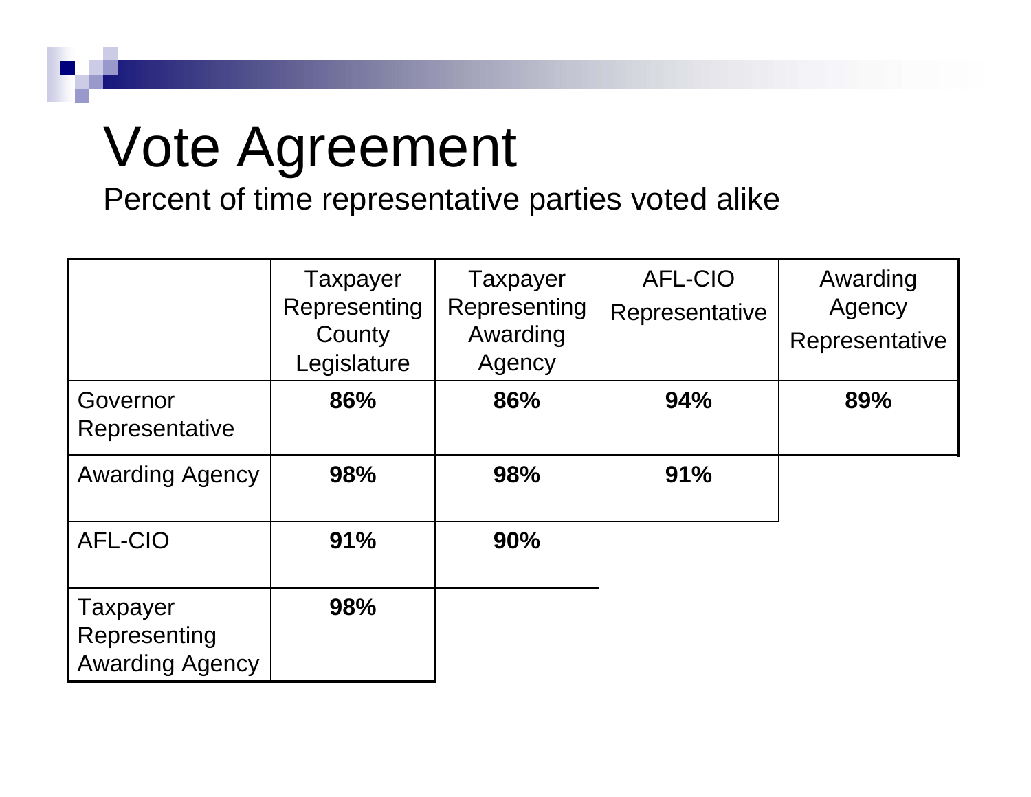# Vote Agreement

Percent of time representative parties voted alike

| | Taxpayer Representing County Legislature | Taxpayer Representing Awarding Agency | AFL-CIO Representative | Awarding Agency Representative |
|---|---|---|---|---|
| Governor Representative | **86%** | **86%** | **94%** | **89%** |
| Awarding Agency | **98%** | **98%** | **91%** | |
| AFL-CIO | **91%** | **90%** | | |
| Taxpayer Representing Awarding Agency | **98%** | | | |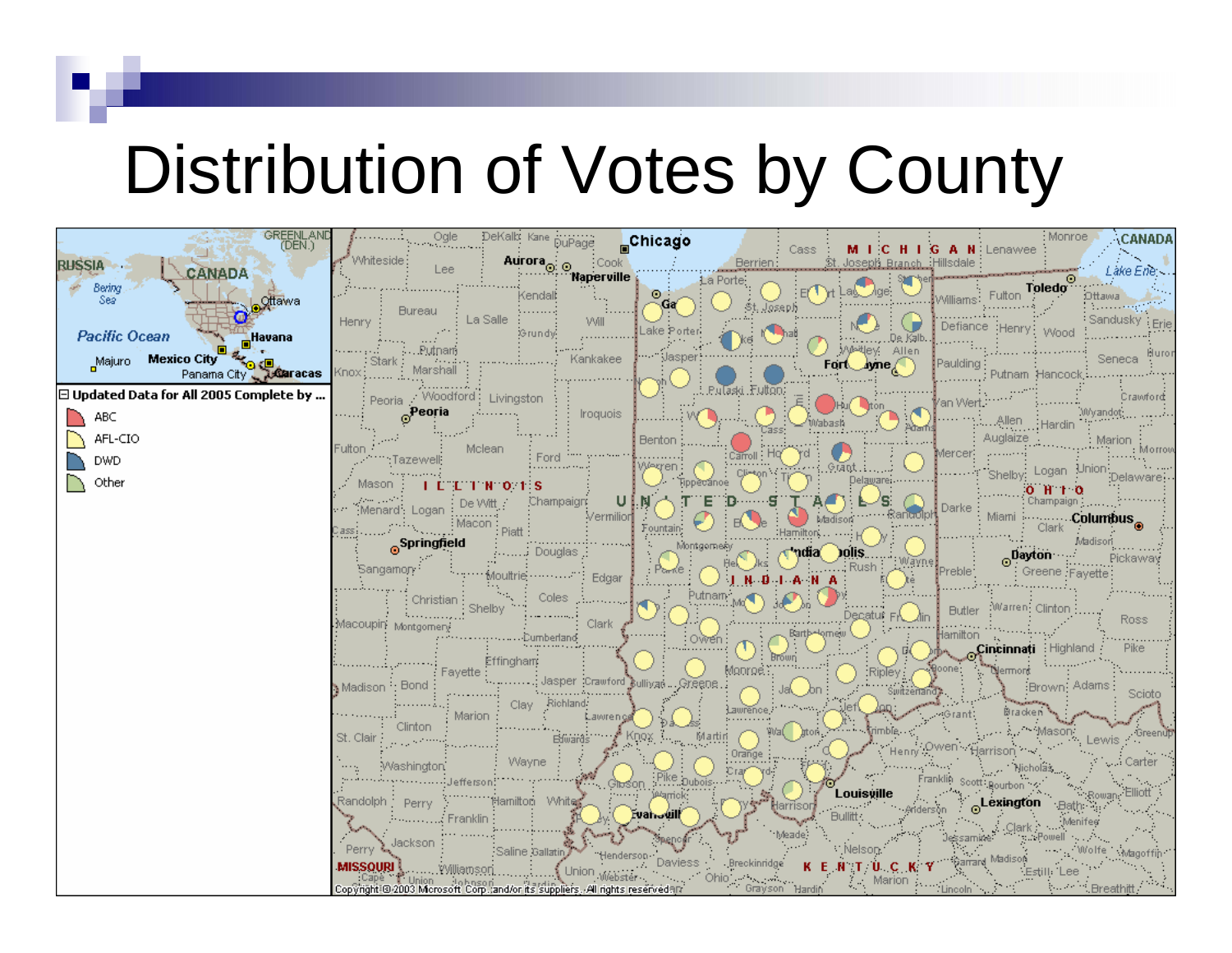# Distribution of Votes by County

Updated Data for All 2005 Complete by ...

ABC

AFL-CIO

DWD

Other

Copyright © 2003 Microsoft Corp. and/or its suppliers. All rights reserved.